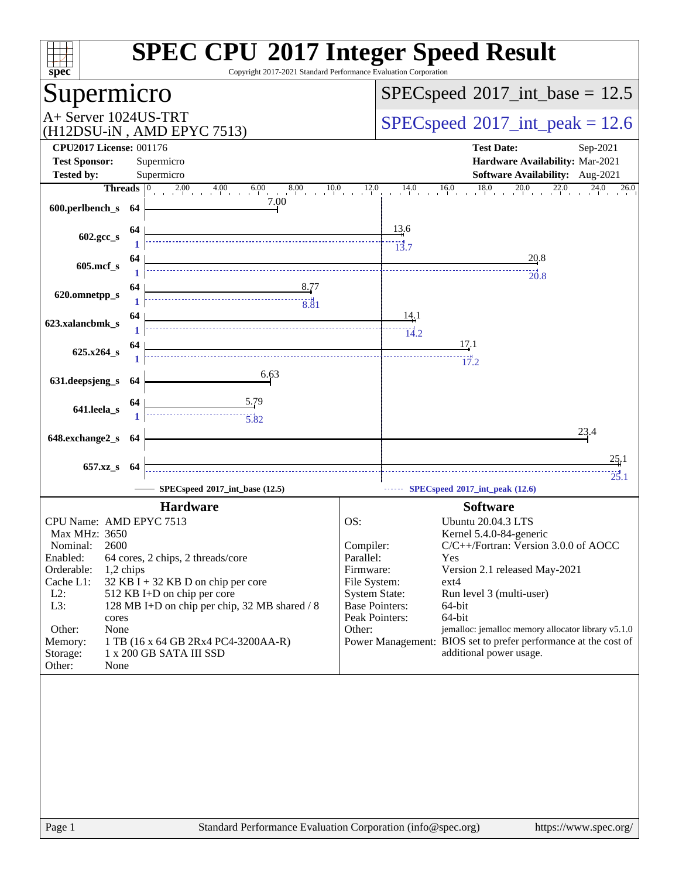# SPEC CPU 2017 Integer Speed Result

Copyright 2017-2021 Standard Performance Evaluation Corporation

## Supermicro

A+ Server 1024US-TRT
(H12DSU-iN , AMD EPYC 7513)

SPECspeed 2017_int_base = 12.5

SPECspeed 2017_int_peak = 12.6

**CPU2017 License:** 001176
**Test Sponsor:** Supermicro
**Tested by:** Supermicro

**Test Date:** Sep-2021
**Hardware Availability:** Mar-2021
**Software Availability:** Aug-2021

| Benchmark | Threads (base) | Base | Threads (peak) | Peak |
|---|---|---|---|---|
| 600.perlbench_s | 64 | 7.00 | | |
| 602.gcc_s | 64 | 13.6 | 1 | 13.7 |
| 605.mcf_s | 64 | 20.8 | 1 | 20.8 |
| 620.omnetpp_s | 64 | 8.77 | 1 | 8.81 |
| 623.xalancbmk_s | 64 | 14.1 | 1 | 14.2 |
| 625.x264_s | 64 | 17.1 | 1 | 17.2 |
| 631.deepsjeng_s | 64 | 6.63 | | |
| 641.leela_s | 64 | 5.79 | 1 | 5.82 |
| 648.exchange2_s | 64 | 23.4 | | |
| 657.xz_s | 64 | 25.1 | | 25.1 |

SPECspeed 2017_int_base (12.5)
SPECspeed 2017_int_peak (12.6)

### Hardware

| | |
|---|---|
| CPU Name: | AMD EPYC 7513 |
| Max MHz: | 3650 |
| Nominal: | 2600 |
| Enabled: | 64 cores, 2 chips, 2 threads/core |
| Orderable: | 1,2 chips |
| Cache L1: | 32 KB I + 32 KB D on chip per core |
| L2: | 512 KB I+D on chip per core |
| L3: | 128 MB I+D on chip per chip, 32 MB shared / 8 cores |
| Other: | None |
| Memory: | 1 TB (16 x 64 GB 2Rx4 PC4-3200AA-R) |
| Storage: | 1 x 200 GB SATA III SSD |
| Other: | None |

### Software

| | |
|---|---|
| OS: | Ubuntu 20.04.3 LTS<br>Kernel 5.4.0-84-generic |
| Compiler: | C/C++/Fortran: Version 3.0.0 of AOCC |
| Parallel: | Yes |
| Firmware: | Version 2.1 released May-2021 |
| File System: | ext4 |
| System State: | Run level 3 (multi-user) |
| Base Pointers: | 64-bit |
| Peak Pointers: | 64-bit |
| Other: | jemalloc: jemalloc memory allocator library v5.1.0 |
| Power Management: | BIOS set to prefer performance at the cost of additional power usage. |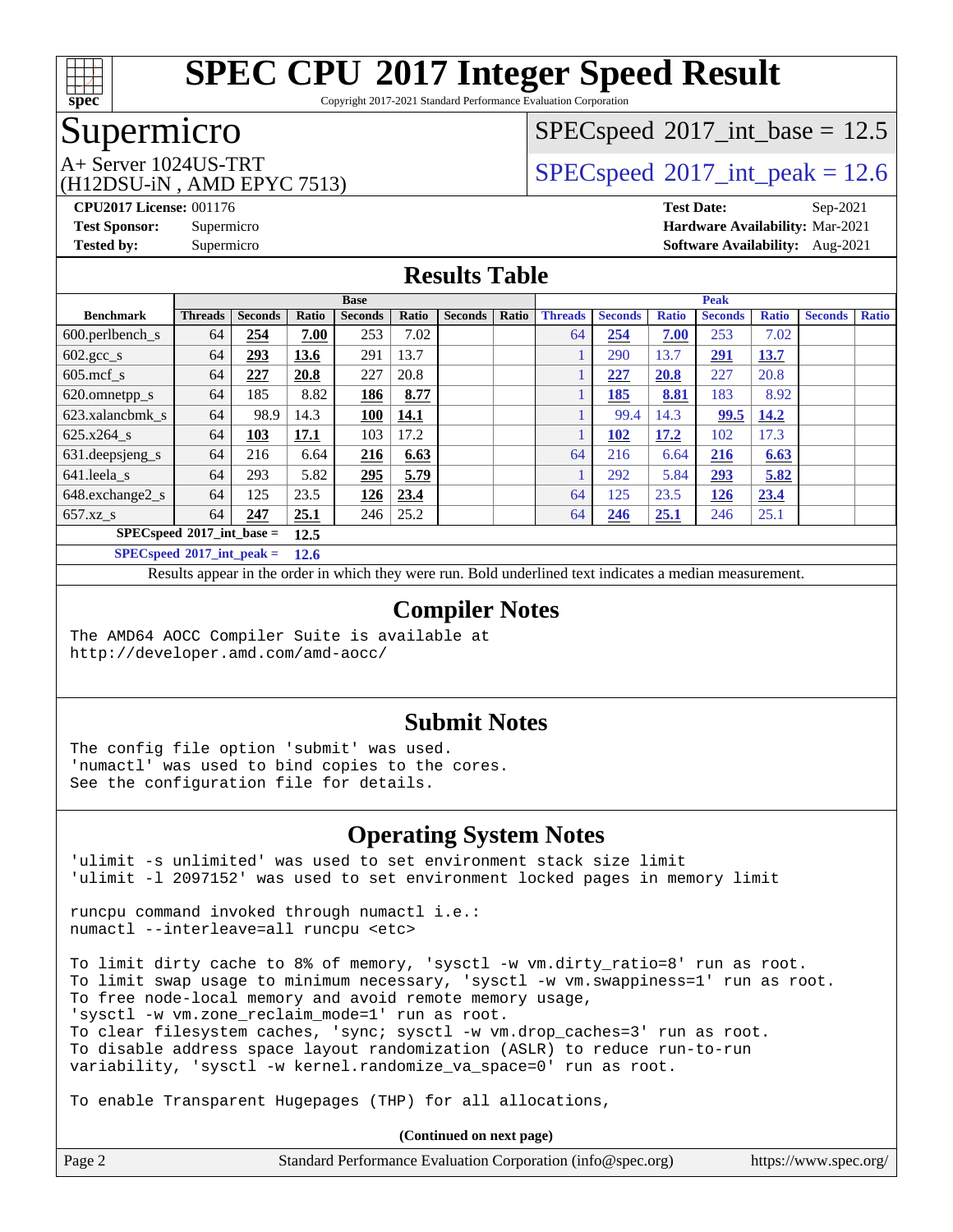# SPEC CPU 2017 Integer Speed Result

Copyright 2017-2021 Standard Performance Evaluation Corporation

## Supermicro

A+ Server 1024US-TRT
(H12DSU-iN , AMD EPYC 7513)

SPECspeed 2017_int_base = 12.5

SPECspeed 2017_int_peak = 12.6

**CPU2017 License:** 001176
**Test Sponsor:** Supermicro
**Tested by:** Supermicro

**Test Date:** Sep-2021
**Hardware Availability:** Mar-2021
**Software Availability:** Aug-2021

## Results Table

| Benchmark | Base | | | | | | | Peak | | | | | | |
|---|---|---|---|---|---|---|---|---|---|---|---|---|---|---|
| | Threads | Seconds | Ratio | Seconds | Ratio | Seconds | Ratio | Threads | Seconds | Ratio | Seconds | Ratio | Seconds | Ratio |
| 600.perlbench_s | 64 | **254** | **7.00** | 253 | 7.02 | | | 64 | **254** | **7.00** | 253 | 7.02 | | |
| 602.gcc_s | 64 | **293** | **13.6** | 291 | 13.7 | | | 1 | 290 | 13.7 | **291** | **13.7** | | |
| 605.mcf_s | 64 | **227** | **20.8** | 227 | 20.8 | | | 1 | **227** | **20.8** | 227 | 20.8 | | |
| 620.omnetpp_s | 64 | 185 | 8.82 | **186** | **8.77** | | | 1 | **185** | **8.81** | 183 | 8.92 | | |
| 623.xalancbmk_s | 64 | 98.9 | 14.3 | **100** | **14.1** | | | 1 | 99.4 | 14.3 | **99.5** | **14.2** | | |
| 625.x264_s | 64 | **103** | **17.1** | 103 | 17.2 | | | 1 | **102** | **17.2** | 102 | 17.3 | | |
| 631.deepsjeng_s | 64 | 216 | 6.64 | **216** | **6.63** | | | 64 | 216 | 6.64 | **216** | **6.63** | | |
| 641.leela_s | 64 | 293 | 5.82 | **295** | **5.79** | | | 1 | 292 | 5.84 | **293** | **5.82** | | |
| 648.exchange2_s | 64 | 125 | 23.5 | **126** | **23.4** | | | 64 | 125 | 23.5 | **126** | **23.4** | | |
| 657.xz_s | 64 | **247** | **25.1** | 246 | 25.2 | | | 64 | **246** | **25.1** | 246 | 25.1 | | |

**SPECspeed 2017_int_base = 12.5**

**SPECspeed 2017_int_peak = 12.6**

Results appear in the order in which they were run. Bold underlined text indicates a median measurement.

## Compiler Notes

```
The AMD64 AOCC Compiler Suite is available at
http://developer.amd.com/amd-aocc/
```

## Submit Notes

```
The config file option 'submit' was used.
'numactl' was used to bind copies to the cores.
See the configuration file for details.
```

## Operating System Notes

```
'ulimit -s unlimited' was used to set environment stack size limit
'ulimit -l 2097152' was used to set environment locked pages in memory limit

runcpu command invoked through numactl i.e.:
numactl --interleave=all runcpu <etc>

To limit dirty cache to 8% of memory, 'sysctl -w vm.dirty_ratio=8' run as root.
To limit swap usage to minimum necessary, 'sysctl -w vm.swappiness=1' run as root.
To free node-local memory and avoid remote memory usage,
'sysctl -w vm.zone_reclaim_mode=1' run as root.
To clear filesystem caches, 'sync; sysctl -w vm.drop_caches=3' run as root.
To disable address space layout randomization (ASLR) to reduce run-to-run
variability, 'sysctl -w kernel.randomize_va_space=0' run as root.

To enable Transparent Hugepages (THP) for all allocations,
```

(Continued on next page)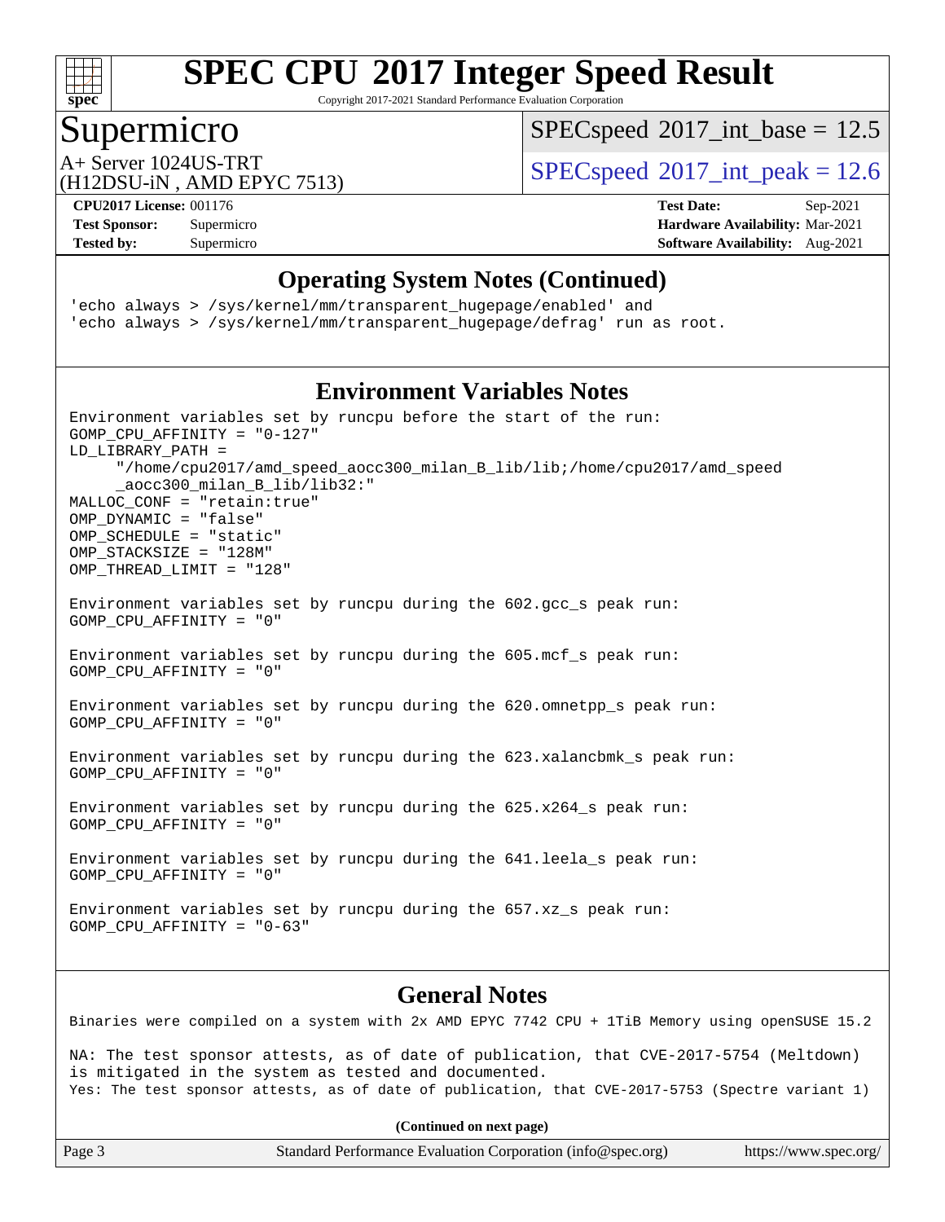## Operating System Notes (Continued)

```
'echo always > /sys/kernel/mm/transparent_hugepage/enabled' and
'echo always > /sys/kernel/mm/transparent_hugepage/defrag' run as root.
```

## Environment Variables Notes

```
Environment variables set by runcpu before the start of the run:
GOMP_CPU_AFFINITY = "0-127"
LD_LIBRARY_PATH =
     "/home/cpu2017/amd_speed_aocc300_milan_B_lib/lib;/home/cpu2017/amd_speed
     _aocc300_milan_B_lib/lib32:"
MALLOC_CONF = "retain:true"
OMP_DYNAMIC = "false"
OMP_SCHEDULE = "static"
OMP_STACKSIZE = "128M"
OMP_THREAD_LIMIT = "128"

Environment variables set by runcpu during the 602.gcc_s peak run:
GOMP_CPU_AFFINITY = "0"

Environment variables set by runcpu during the 605.mcf_s peak run:
GOMP_CPU_AFFINITY = "0"

Environment variables set by runcpu during the 620.omnetpp_s peak run:
GOMP_CPU_AFFINITY = "0"

Environment variables set by runcpu during the 623.xalancbmk_s peak run:
GOMP_CPU_AFFINITY = "0"

Environment variables set by runcpu during the 625.x264_s peak run:
GOMP_CPU_AFFINITY = "0"

Environment variables set by runcpu during the 641.leela_s peak run:
GOMP_CPU_AFFINITY = "0"

Environment variables set by runcpu during the 657.xz_s peak run:
GOMP_CPU_AFFINITY = "0-63"
```

## General Notes

```
Binaries were compiled on a system with 2x AMD EPYC 7742 CPU + 1TiB Memory using openSUSE 15.2

NA: The test sponsor attests, as of date of publication, that CVE-2017-5754 (Meltdown)
is mitigated in the system as tested and documented.
Yes: The test sponsor attests, as of date of publication, that CVE-2017-5753 (Spectre variant 1)
```

**(Continued on next page)**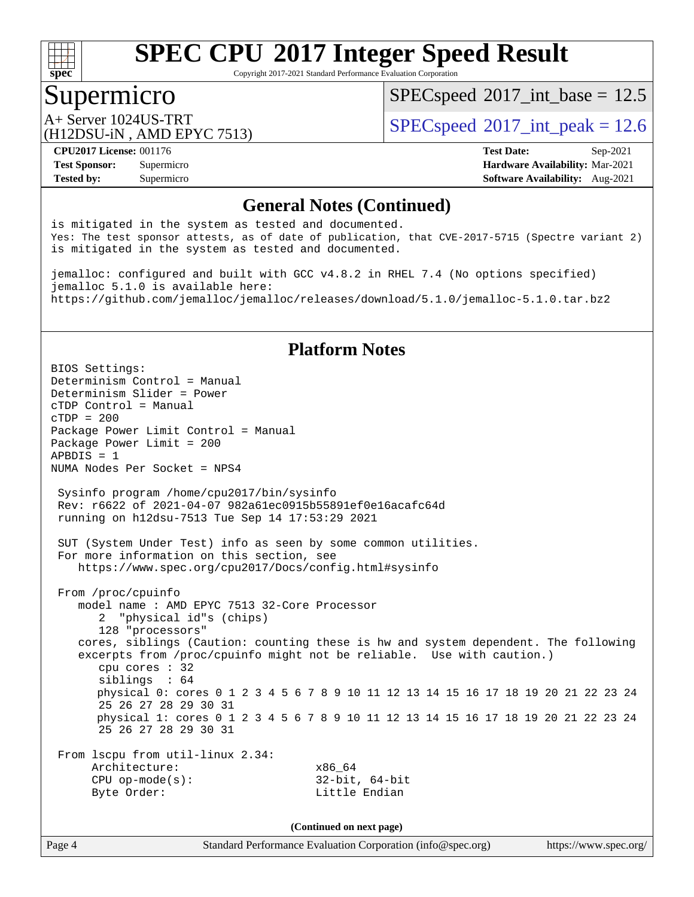## General Notes (Continued)

```
is mitigated in the system as tested and documented.
Yes: The test sponsor attests, as of date of publication, that CVE-2017-5715 (Spectre variant 2)
is mitigated in the system as tested and documented.

jemalloc: configured and built with GCC v4.8.2 in RHEL 7.4 (No options specified)
jemalloc 5.1.0 is available here:
https://github.com/jemalloc/jemalloc/releases/download/5.1.0/jemalloc-5.1.0.tar.bz2
```

## Platform Notes

```
BIOS Settings:
Determinism Control = Manual
Determinism Slider = Power
cTDP Control = Manual
cTDP = 200
Package Power Limit Control = Manual
Package Power Limit = 200
APBDIS = 1
NUMA Nodes Per Socket = NPS4

 Sysinfo program /home/cpu2017/bin/sysinfo
 Rev: r6622 of 2021-04-07 982a61ec0915b55891ef0e16acafc64d
 running on h12dsu-7513 Tue Sep 14 17:53:29 2021

 SUT (System Under Test) info as seen by some common utilities.
 For more information on this section, see
    https://www.spec.org/cpu2017/Docs/config.html#sysinfo

 From /proc/cpuinfo
    model name : AMD EPYC 7513 32-Core Processor
       2  "physical id"s (chips)
       128 "processors"
    cores, siblings (Caution: counting these is hw and system dependent. The following
    excerpts from /proc/cpuinfo might not be reliable.  Use with caution.)
       cpu cores : 32
       siblings  : 64
       physical 0: cores 0 1 2 3 4 5 6 7 8 9 10 11 12 13 14 15 16 17 18 19 20 21 22 23 24
       25 26 27 28 29 30 31
       physical 1: cores 0 1 2 3 4 5 6 7 8 9 10 11 12 13 14 15 16 17 18 19 20 21 22 23 24
       25 26 27 28 29 30 31

 From lscpu from util-linux 2.34:
      Architecture:                    x86_64
      CPU op-mode(s):                  32-bit, 64-bit
      Byte Order:                      Little Endian
```

(Continued on next page)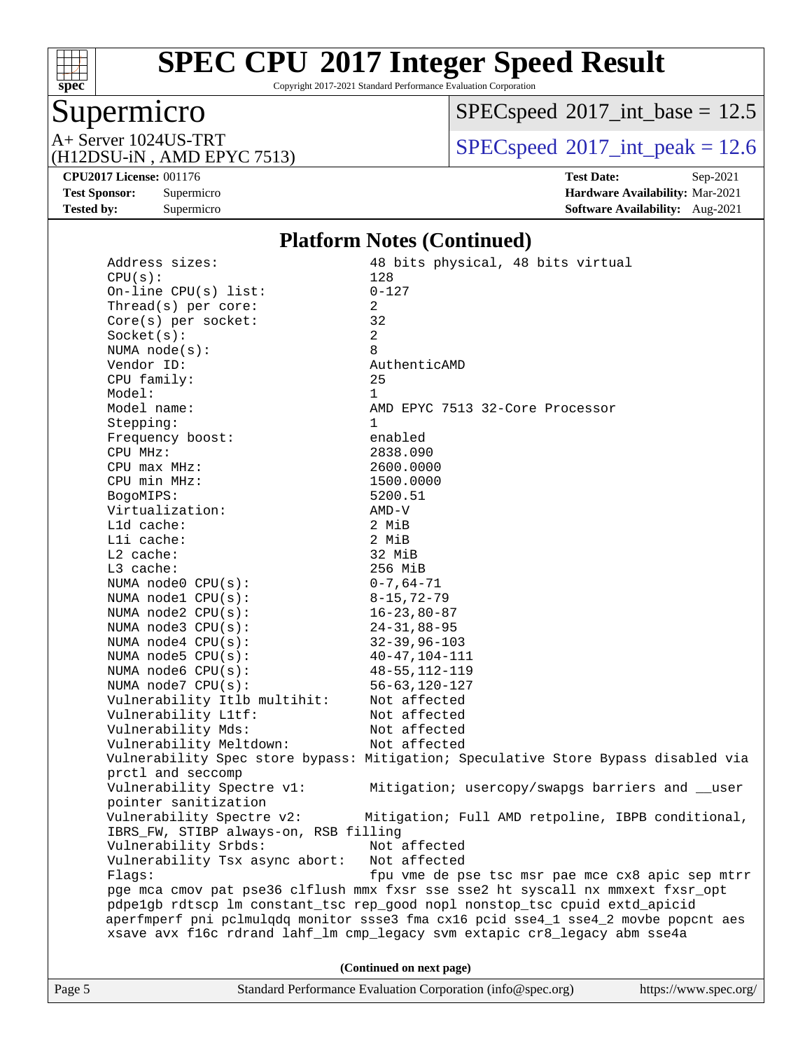# SPEC CPU 2017 Integer Speed Result

Copyright 2017-2021 Standard Performance Evaluation Corporation

## Supermicro

A+ Server 1024US-TRT
(H12DSU-iN , AMD EPYC 7513)

SPECspeed 2017_int_base = 12.5

SPECspeed 2017_int_peak = 12.6

**CPU2017 License:** 001176
**Test Sponsor:** Supermicro
**Tested by:** Supermicro

**Test Date:** Sep-2021
**Hardware Availability:** Mar-2021
**Software Availability:** Aug-2021

### Platform Notes (Continued)

```
Address sizes:                   48 bits physical, 48 bits virtual
CPU(s):                          128
On-line CPU(s) list:             0-127
Thread(s) per core:              2
Core(s) per socket:              32
Socket(s):                       2
NUMA node(s):                    8
Vendor ID:                       AuthenticAMD
CPU family:                      25
Model:                           1
Model name:                      AMD EPYC 7513 32-Core Processor
Stepping:                        1
Frequency boost:                 enabled
CPU MHz:                         2838.090
CPU max MHz:                     2600.0000
CPU min MHz:                     1500.0000
BogoMIPS:                        5200.51
Virtualization:                  AMD-V
L1d cache:                       2 MiB
L1i cache:                       2 MiB
L2 cache:                        32 MiB
L3 cache:                        256 MiB
NUMA node0 CPU(s):               0-7,64-71
NUMA node1 CPU(s):               8-15,72-79
NUMA node2 CPU(s):               16-23,80-87
NUMA node3 CPU(s):               24-31,88-95
NUMA node4 CPU(s):               32-39,96-103
NUMA node5 CPU(s):               40-47,104-111
NUMA node6 CPU(s):               48-55,112-119
NUMA node7 CPU(s):               56-63,120-127
Vulnerability Itlb multihit:     Not affected
Vulnerability L1tf:              Not affected
Vulnerability Mds:               Not affected
Vulnerability Meltdown:          Not affected
Vulnerability Spec store bypass: Mitigation; Speculative Store Bypass disabled via
prctl and seccomp
Vulnerability Spectre v1:        Mitigation; usercopy/swapgs barriers and __user
pointer sanitization
Vulnerability Spectre v2:        Mitigation; Full AMD retpoline, IBPB conditional,
IBRS_FW, STIBP always-on, RSB filling
Vulnerability Srbds:             Not affected
Vulnerability Tsx async abort:   Not affected
Flags:                           fpu vme de pse tsc msr pae mce cx8 apic sep mtrr
pge mca cmov pat pse36 clflush mmx fxsr sse sse2 ht syscall nx mmxext fxsr_opt
pdpe1gb rdtscp lm constant_tsc rep_good nopl nonstop_tsc cpuid extd_apicid
aperfmperf pni pclmulqdq monitor ssse3 fma cx16 pcid sse4_1 sse4_2 movbe popcnt aes
xsave avx f16c rdrand lahf_lm cmp_legacy svm extapic cr8_legacy abm sse4a
```

(Continued on next page)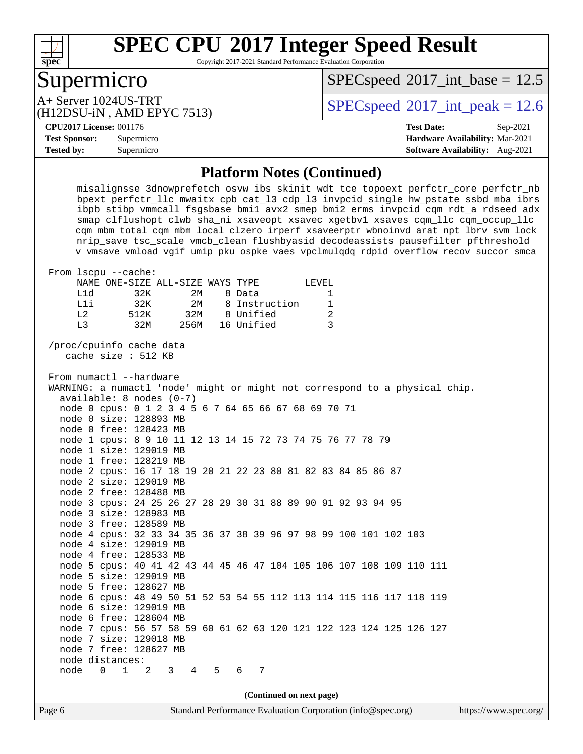## Platform Notes (Continued)

```
     misalignsse 3dnowprefetch osvw ibs skinit wdt tce topoext perfctr_core perfctr_nb
     bpext perfctr_llc mwaitx cpb cat_l3 cdp_l3 invpcid_single hw_pstate ssbd mba ibrs
     ibpb stibp vmmcall fsgsbase bmi1 avx2 smep bmi2 erms invpcid cqm rdt_a rdseed adx
     smap clflushopt clwb sha_ni xsaveopt xsavec xgetbv1 xsaves cqm_llc cqm_occup_llc
     cqm_mbm_total cqm_mbm_local clzero irperf xsaveerptr wbnoinvd arat npt lbrv svm_lock
     nrip_save tsc_scale vmcb_clean flushbyasid decodeassists pausefilter pfthreshold
     v_vmsave_vmload vgif umip pku ospke vaes vpclmulqdq rdpid overflow_recov succor smca

 From lscpu --cache:
     NAME ONE-SIZE ALL-SIZE WAYS TYPE        LEVEL
     L1d       32K       2M    8 Data            1
     L1i       32K       2M    8 Instruction     1
     L2       512K      32M    8 Unified         2
     L3        32M     256M   16 Unified         3

 /proc/cpuinfo cache data
    cache size : 512 KB

 From numactl --hardware
 WARNING: a numactl 'node' might or might not correspond to a physical chip.
   available: 8 nodes (0-7)
   node 0 cpus: 0 1 2 3 4 5 6 7 64 65 66 67 68 69 70 71
   node 0 size: 128893 MB
   node 0 free: 128423 MB
   node 1 cpus: 8 9 10 11 12 13 14 15 72 73 74 75 76 77 78 79
   node 1 size: 129019 MB
   node 1 free: 128219 MB
   node 2 cpus: 16 17 18 19 20 21 22 23 80 81 82 83 84 85 86 87
   node 2 size: 129019 MB
   node 2 free: 128488 MB
   node 3 cpus: 24 25 26 27 28 29 30 31 88 89 90 91 92 93 94 95
   node 3 size: 128983 MB
   node 3 free: 128589 MB
   node 4 cpus: 32 33 34 35 36 37 38 39 96 97 98 99 100 101 102 103
   node 4 size: 129019 MB
   node 4 free: 128533 MB
   node 5 cpus: 40 41 42 43 44 45 46 47 104 105 106 107 108 109 110 111
   node 5 size: 129019 MB
   node 5 free: 128627 MB
   node 6 cpus: 48 49 50 51 52 53 54 55 112 113 114 115 116 117 118 119
   node 6 size: 129019 MB
   node 6 free: 128604 MB
   node 7 cpus: 56 57 58 59 60 61 62 63 120 121 122 123 124 125 126 127
   node 7 size: 129018 MB
   node 7 free: 128627 MB
   node distances:
   node   0   1   2   3   4   5   6   7
```

**(Continued on next page)**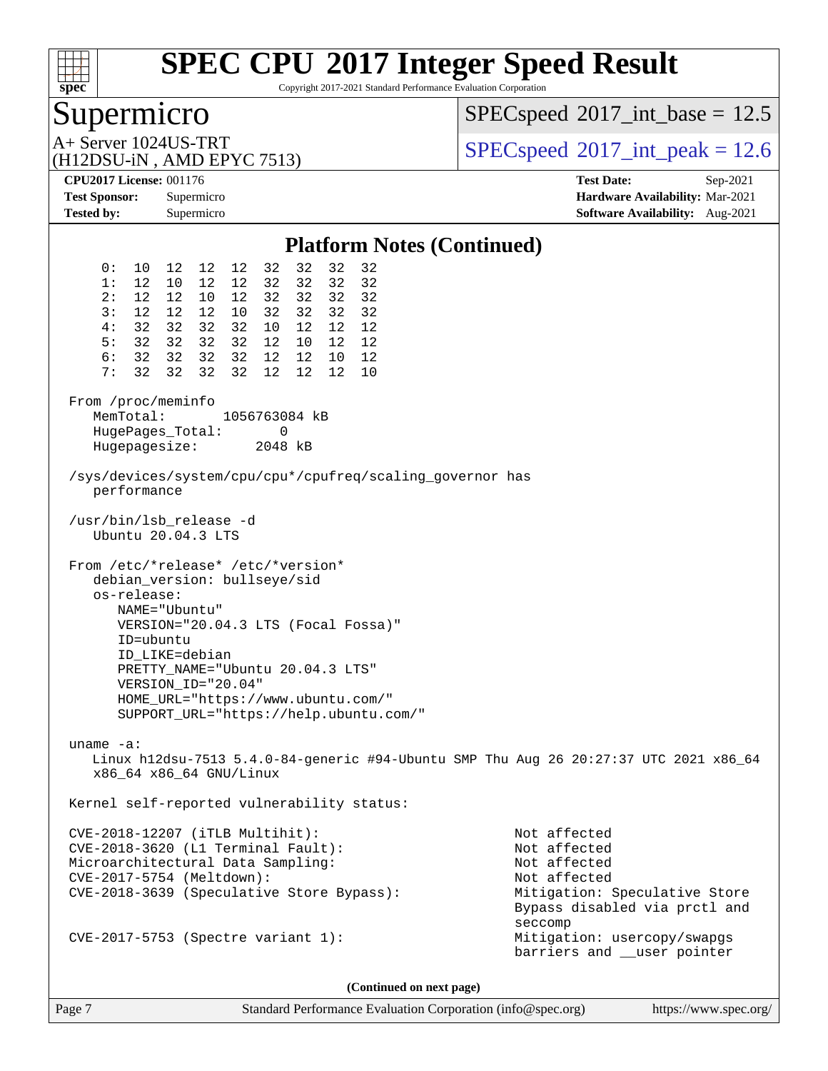# SPEC CPU 2017 Integer Speed Result

Copyright 2017-2021 Standard Performance Evaluation Corporation

## Supermicro

A+ Server 1024US-TRT
(H12DSU-iN , AMD EPYC 7513)

SPECspeed 2017_int_base = 12.5

SPECspeed 2017_int_peak = 12.6

**CPU2017 License:** 001176
**Test Sponsor:** Supermicro
**Tested by:** Supermicro

**Test Date:** Sep-2021
**Hardware Availability:** Mar-2021
**Software Availability:** Aug-2021

### Platform Notes (Continued)

```
     0:  10  12  12  12  32  32  32  32
     1:  12  10  12  12  32  32  32  32
     2:  12  12  10  12  32  32  32  32
     3:  12  12  12  10  32  32  32  32
     4:  32  32  32  32  10  12  12  12
     5:  32  32  32  32  12  10  12  12
     6:  32  32  32  32  12  12  10  12
     7:  32  32  32  32  12  12  12  10

 From /proc/meminfo
    MemTotal:       1056763084 kB
    HugePages_Total:       0
    Hugepagesize:       2048 kB

 /sys/devices/system/cpu/cpu*/cpufreq/scaling_governor has
    performance

 /usr/bin/lsb_release -d
    Ubuntu 20.04.3 LTS

 From /etc/*release* /etc/*version*
    debian_version: bullseye/sid
    os-release:
       NAME="Ubuntu"
       VERSION="20.04.3 LTS (Focal Fossa)"
       ID=ubuntu
       ID_LIKE=debian
       PRETTY_NAME="Ubuntu 20.04.3 LTS"
       VERSION_ID="20.04"
       HOME_URL="https://www.ubuntu.com/"
       SUPPORT_URL="https://help.ubuntu.com/"

 uname -a:
    Linux h12dsu-7513 5.4.0-84-generic #94-Ubuntu SMP Thu Aug 26 20:27:37 UTC 2021 x86_64
    x86_64 x86_64 GNU/Linux

 Kernel self-reported vulnerability status:

 CVE-2018-12207 (iTLB Multihit):                          Not affected
 CVE-2018-3620 (L1 Terminal Fault):                       Not affected
 Microarchitectural Data Sampling:                        Not affected
 CVE-2017-5754 (Meltdown):                                Not affected
 CVE-2018-3639 (Speculative Store Bypass):                Mitigation: Speculative Store
                                                          Bypass disabled via prctl and
                                                          seccomp
 CVE-2017-5753 (Spectre variant 1):                       Mitigation: usercopy/swapgs
                                                          barriers and __user pointer
```

**(Continued on next page)**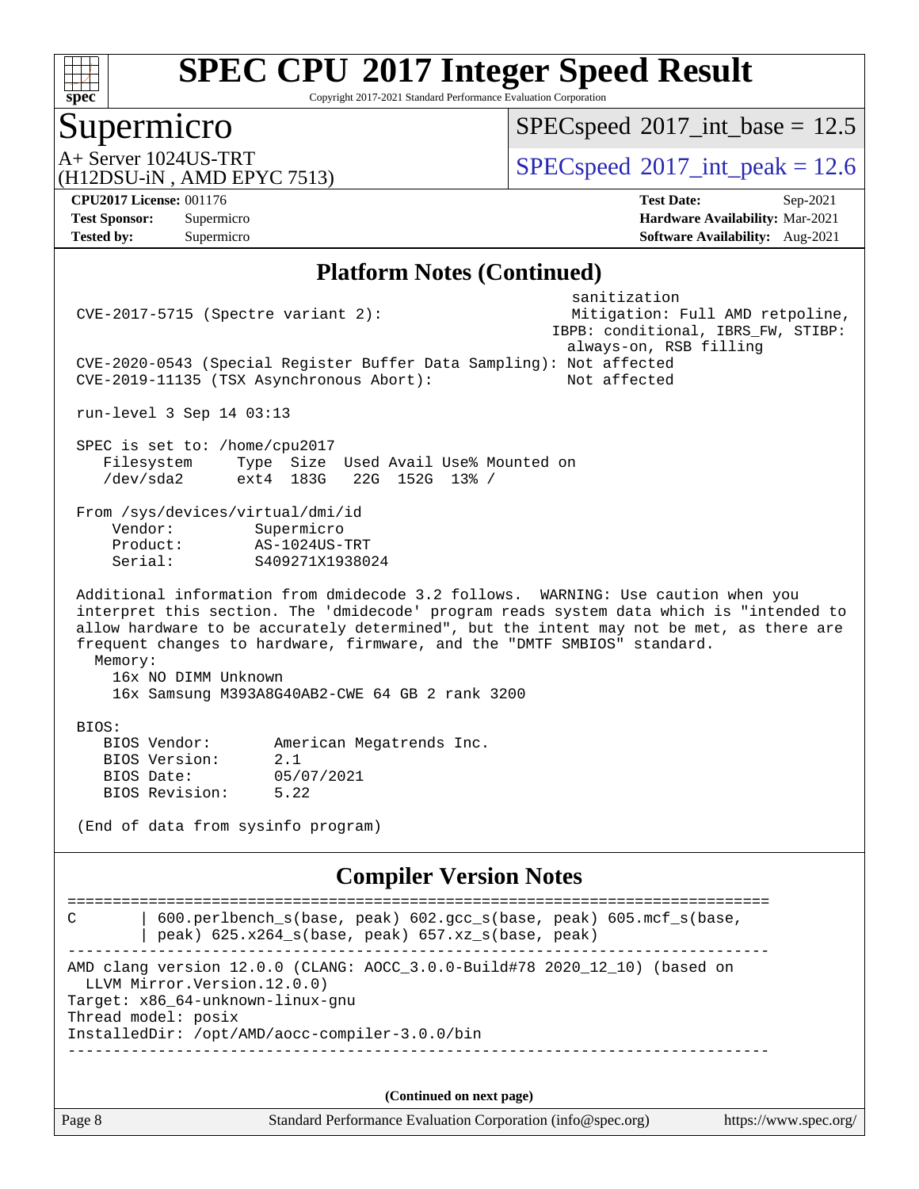# SPEC CPU 2017 Integer Speed Result

Copyright 2017-2021 Standard Performance Evaluation Corporation

## Supermicro

A+ Server 1024US-TRT
(H12DSU-iN , AMD EPYC 7513)

SPECspeed 2017_int_base = 12.5

SPECspeed 2017_int_peak = 12.6

**CPU2017 License:** 001176
**Test Sponsor:** Supermicro
**Tested by:** Supermicro

**Test Date:** Sep-2021
**Hardware Availability:** Mar-2021
**Software Availability:** Aug-2021

### Platform Notes (Continued)

```
                                                           sanitization
 CVE-2017-5715 (Spectre variant 2):                        Mitigation: Full AMD retpoline,
                                                          IBPB: conditional, IBRS_FW, STIBP:
                                                           always-on, RSB filling
 CVE-2020-0543 (Special Register Buffer Data Sampling): Not affected
 CVE-2019-11135 (TSX Asynchronous Abort):                  Not affected

 run-level 3 Sep 14 03:13

 SPEC is set to: /home/cpu2017
    Filesystem     Type  Size  Used Avail Use% Mounted on
    /dev/sda2      ext4  183G   22G  152G  13% /

 From /sys/devices/virtual/dmi/id
     Vendor:         Supermicro
     Product:        AS-1024US-TRT
     Serial:         S409271X1938024

 Additional information from dmidecode 3.2 follows.  WARNING: Use caution when you
 interpret this section. The 'dmidecode' program reads system data which is "intended to
 allow hardware to be accurately determined", but the intent may not be met, as there are
 frequent changes to hardware, firmware, and the "DMTF SMBIOS" standard.
   Memory:
     16x NO DIMM Unknown
     16x Samsung M393A8G40AB2-CWE 64 GB 2 rank 3200

 BIOS:
    BIOS Vendor:       American Megatrends Inc.
    BIOS Version:      2.1
    BIOS Date:         05/07/2021
    BIOS Revision:     5.22

 (End of data from sysinfo program)
```

### Compiler Version Notes

```
==============================================================================
C       | 600.perlbench_s(base, peak) 602.gcc_s(base, peak) 605.mcf_s(base,
        | peak) 625.x264_s(base, peak) 657.xz_s(base, peak)
------------------------------------------------------------------------------
AMD clang version 12.0.0 (CLANG: AOCC_3.0.0-Build#78 2020_12_10) (based on
  LLVM Mirror.Version.12.0.0)
Target: x86_64-unknown-linux-gnu
Thread model: posix
InstalledDir: /opt/AMD/aocc-compiler-3.0.0/bin
------------------------------------------------------------------------------
```

(Continued on next page)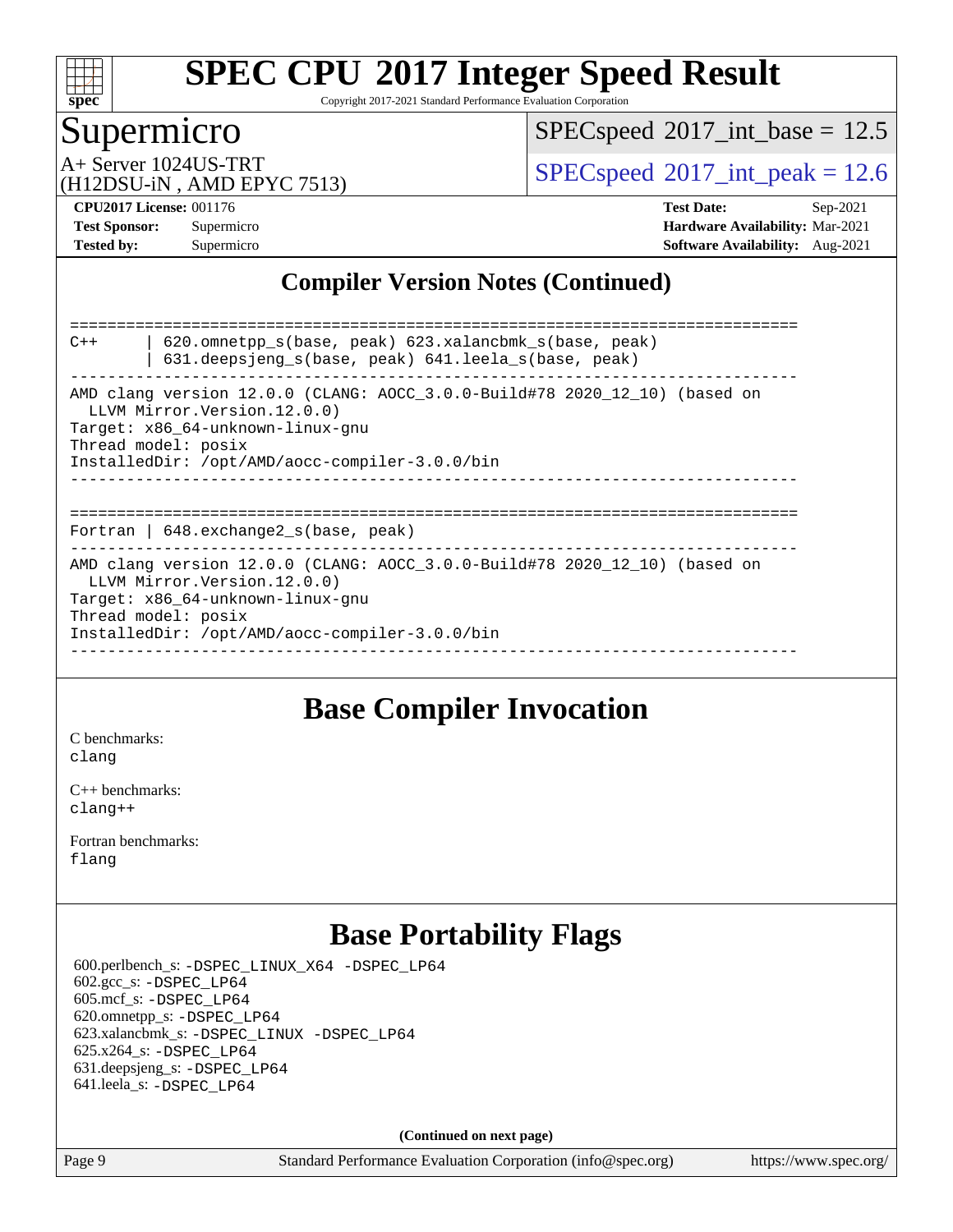## Compiler Version Notes (Continued)

```
==============================================================================
C++      | 620.omnetpp_s(base, peak) 623.xalancbmk_s(base, peak)
         | 631.deepsjeng_s(base, peak) 641.leela_s(base, peak)
------------------------------------------------------------------------------
AMD clang version 12.0.0 (CLANG: AOCC_3.0.0-Build#78 2020_12_10) (based on
  LLVM Mirror.Version.12.0.0)
Target: x86_64-unknown-linux-gnu
Thread model: posix
InstalledDir: /opt/AMD/aocc-compiler-3.0.0/bin
------------------------------------------------------------------------------

==============================================================================
Fortran | 648.exchange2_s(base, peak)
------------------------------------------------------------------------------
AMD clang version 12.0.0 (CLANG: AOCC_3.0.0-Build#78 2020_12_10) (based on
  LLVM Mirror.Version.12.0.0)
Target: x86_64-unknown-linux-gnu
Thread model: posix
InstalledDir: /opt/AMD/aocc-compiler-3.0.0/bin
------------------------------------------------------------------------------
```

## Base Compiler Invocation

C benchmarks:
clang

C++ benchmarks:
clang++

Fortran benchmarks:
flang

## Base Portability Flags

600.perlbench_s: -DSPEC_LINUX_X64 -DSPEC_LP64
602.gcc_s: -DSPEC_LP64
605.mcf_s: -DSPEC_LP64
620.omnetpp_s: -DSPEC_LP64
623.xalancbmk_s: -DSPEC_LINUX -DSPEC_LP64
625.x264_s: -DSPEC_LP64
631.deepsjeng_s: -DSPEC_LP64
641.leela_s: -DSPEC_LP64

**(Continued on next page)**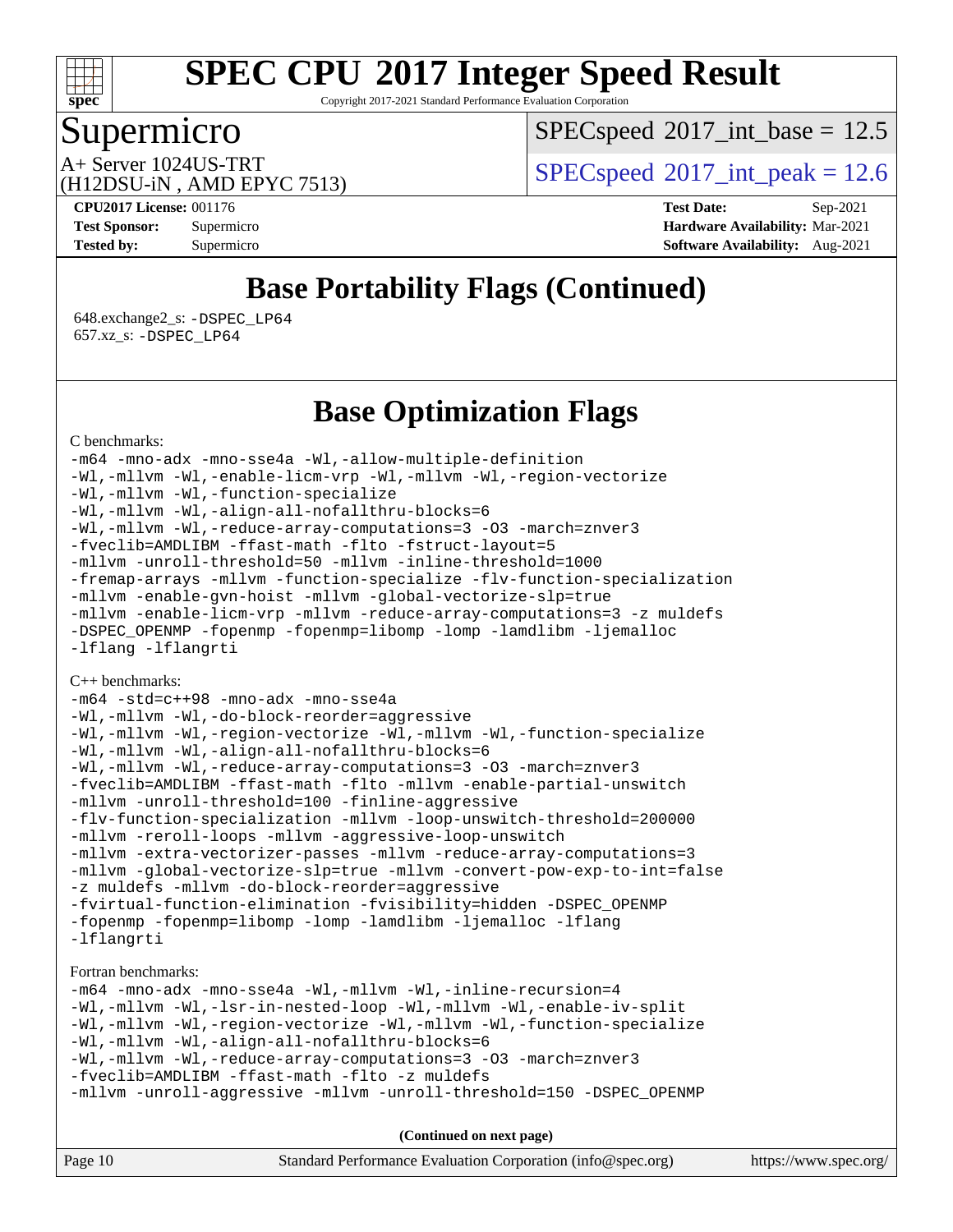# SPEC CPU 2017 Integer Speed Result

Copyright 2017-2021 Standard Performance Evaluation Corporation

## Supermicro

A+ Server 1024US-TRT
(H12DSU-iN , AMD EPYC 7513)

SPECspeed 2017_int_base = 12.5

SPECspeed 2017_int_peak = 12.6

**CPU2017 License:** 001176
**Test Sponsor:** Supermicro
**Tested by:** Supermicro

**Test Date:** Sep-2021
**Hardware Availability:** Mar-2021
**Software Availability:** Aug-2021

## Base Portability Flags (Continued)

648.exchange2_s: -DSPEC_LP64
657.xz_s: -DSPEC_LP64

## Base Optimization Flags

C benchmarks:

```
-m64 -mno-adx -mno-sse4a -Wl,-allow-multiple-definition
-Wl,-mllvm -Wl,-enable-licm-vrp -Wl,-mllvm -Wl,-region-vectorize
-Wl,-mllvm -Wl,-function-specialize
-Wl,-mllvm -Wl,-align-all-nofallthru-blocks=6
-Wl,-mllvm -Wl,-reduce-array-computations=3 -O3 -march=znver3
-fveclib=AMDLIBM -ffast-math -flto -fstruct-layout=5
-mllvm -unroll-threshold=50 -mllvm -inline-threshold=1000
-fremap-arrays -mllvm -function-specialize -flv-function-specialization
-mllvm -enable-gvn-hoist -mllvm -global-vectorize-slp=true
-mllvm -enable-licm-vrp -mllvm -reduce-array-computations=3 -z muldefs
-DSPEC_OPENMP -fopenmp -fopenmp=libomp -lomp -lamdlibm -ljemalloc
-lflang -lflangrti
```

C++ benchmarks:

```
-m64 -std=c++98 -mno-adx -mno-sse4a
-Wl,-mllvm -Wl,-do-block-reorder=aggressive
-Wl,-mllvm -Wl,-region-vectorize -Wl,-mllvm -Wl,-function-specialize
-Wl,-mllvm -Wl,-align-all-nofallthru-blocks=6
-Wl,-mllvm -Wl,-reduce-array-computations=3 -O3 -march=znver3
-fveclib=AMDLIBM -ffast-math -flto -mllvm -enable-partial-unswitch
-mllvm -unroll-threshold=100 -finline-aggressive
-flv-function-specialization -mllvm -loop-unswitch-threshold=200000
-mllvm -reroll-loops -mllvm -aggressive-loop-unswitch
-mllvm -extra-vectorizer-passes -mllvm -reduce-array-computations=3
-mllvm -global-vectorize-slp=true -mllvm -convert-pow-exp-to-int=false
-z muldefs -mllvm -do-block-reorder=aggressive
-fvirtual-function-elimination -fvisibility=hidden -DSPEC_OPENMP
-fopenmp -fopenmp=libomp -lomp -lamdlibm -ljemalloc -lflang
-lflangrti
```

Fortran benchmarks:

```
-m64 -mno-adx -mno-sse4a -Wl,-mllvm -Wl,-inline-recursion=4
-Wl,-mllvm -Wl,-lsr-in-nested-loop -Wl,-mllvm -Wl,-enable-iv-split
-Wl,-mllvm -Wl,-region-vectorize -Wl,-mllvm -Wl,-function-specialize
-Wl,-mllvm -Wl,-align-all-nofallthru-blocks=6
-Wl,-mllvm -Wl,-reduce-array-computations=3 -O3 -march=znver3
-fveclib=AMDLIBM -ffast-math -flto -z muldefs
-mllvm -unroll-aggressive -mllvm -unroll-threshold=150 -DSPEC_OPENMP
```

**(Continued on next page)**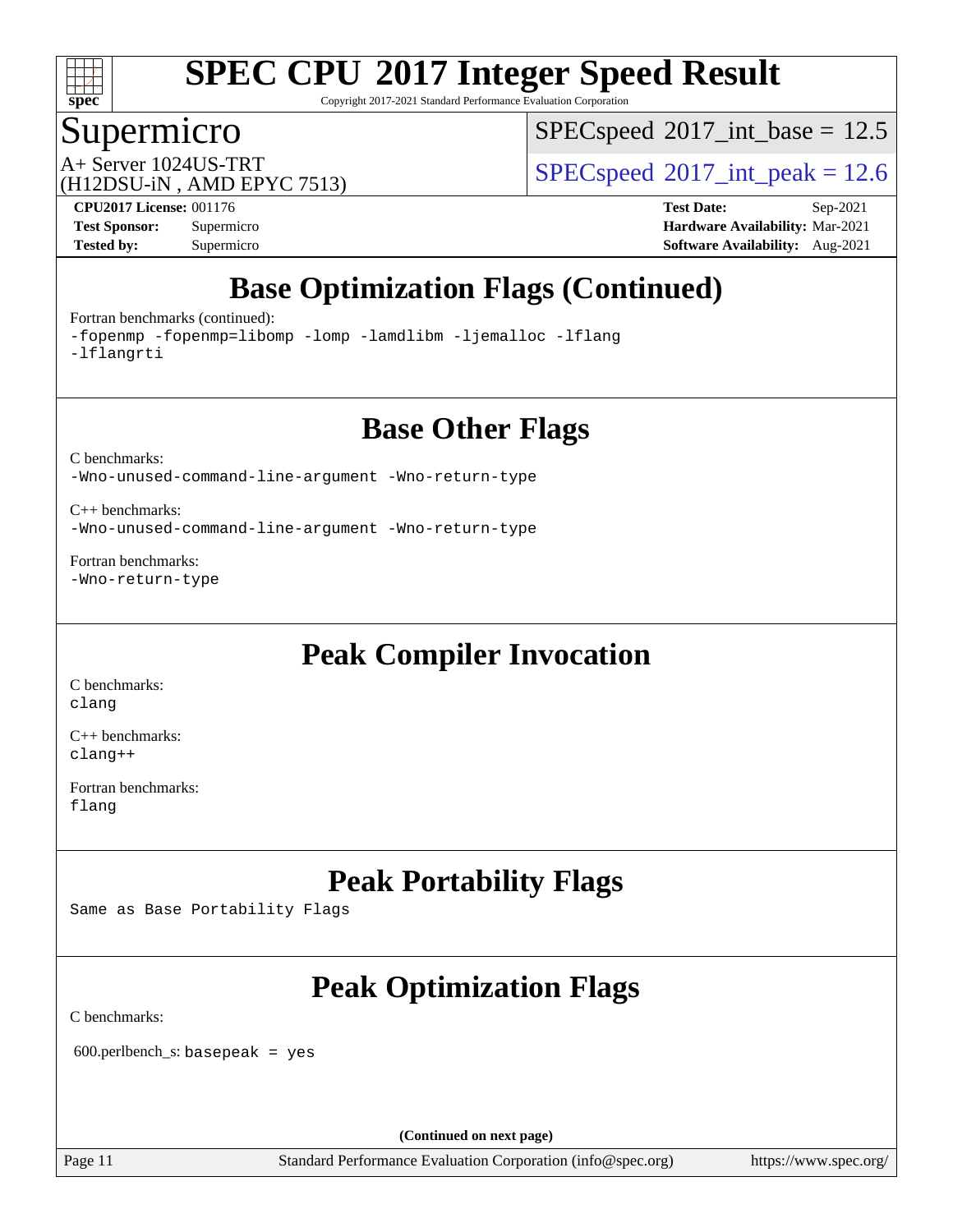## Base Optimization Flags (Continued)

Fortran benchmarks (continued):

```
-fopenmp -fopenmp=libomp -lomp -lamdlibm -ljemalloc -lflang
-lflangrti
```

## Base Other Flags

C benchmarks:

```
-Wno-unused-command-line-argument -Wno-return-type
```

C++ benchmarks:

```
-Wno-unused-command-line-argument -Wno-return-type
```

Fortran benchmarks:

```
-Wno-return-type
```

## Peak Compiler Invocation

C benchmarks:

```
clang
```

C++ benchmarks:

```
clang++
```

Fortran benchmarks:

```
flang
```

## Peak Portability Flags

Same as Base Portability Flags

## Peak Optimization Flags

C benchmarks:

600.perlbench_s: basepeak = yes

(Continued on next page)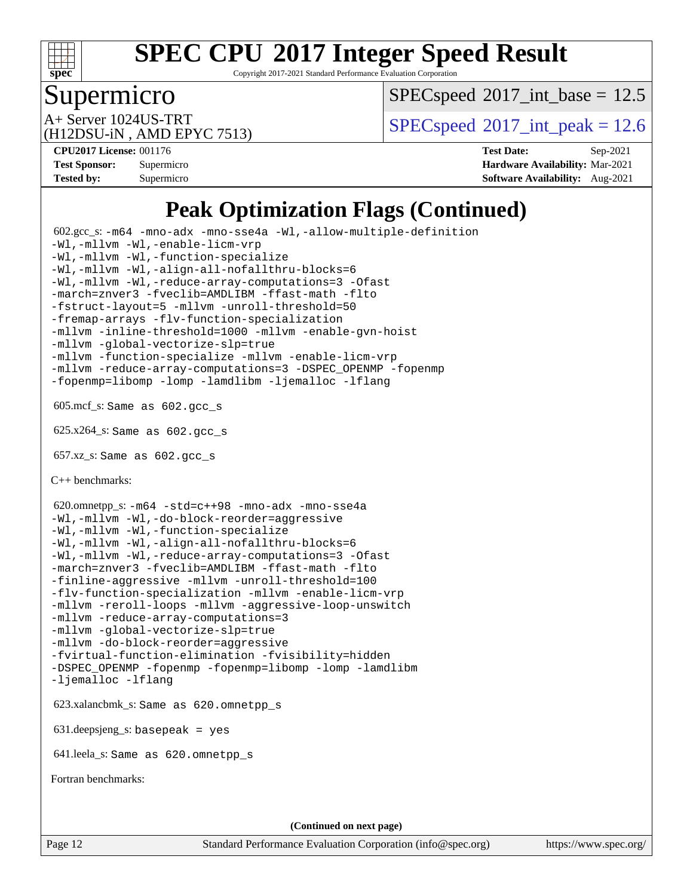# Peak Optimization Flags (Continued)

602.gcc_s: -m64 -mno-adx -mno-sse4a -Wl,-allow-multiple-definition
-Wl,-mllvm -Wl,-enable-licm-vrp
-Wl,-mllvm -Wl,-function-specialize
-Wl,-mllvm -Wl,-align-all-nofallthru-blocks=6
-Wl,-mllvm -Wl,-reduce-array-computations=3 -Ofast
-march=znver3 -fveclib=AMDLIBM -ffast-math -flto
-fstruct-layout=5 -mllvm -unroll-threshold=50
-fremap-arrays -flv-function-specialization
-mllvm -inline-threshold=1000 -mllvm -enable-gvn-hoist
-mllvm -global-vectorize-slp=true
-mllvm -function-specialize -mllvm -enable-licm-vrp
-mllvm -reduce-array-computations=3 -DSPEC_OPENMP -fopenmp
-fopenmp=libomp -lomp -lamdlibm -ljemalloc -lflang

605.mcf_s: Same as 602.gcc_s

625.x264_s: Same as 602.gcc_s

657.xz_s: Same as 602.gcc_s

C++ benchmarks:

620.omnetpp_s: -m64 -std=c++98 -mno-adx -mno-sse4a
-Wl,-mllvm -Wl,-do-block-reorder=aggressive
-Wl,-mllvm -Wl,-function-specialize
-Wl,-mllvm -Wl,-align-all-nofallthru-blocks=6
-Wl,-mllvm -Wl,-reduce-array-computations=3 -Ofast
-march=znver3 -fveclib=AMDLIBM -ffast-math -flto
-finline-aggressive -mllvm -unroll-threshold=100
-flv-function-specialization -mllvm -enable-licm-vrp
-mllvm -reroll-loops -mllvm -aggressive-loop-unswitch
-mllvm -reduce-array-computations=3
-mllvm -global-vectorize-slp=true
-mllvm -do-block-reorder=aggressive
-fvirtual-function-elimination -fvisibility=hidden
-DSPEC_OPENMP -fopenmp -fopenmp=libomp -lomp -lamdlibm
-ljemalloc -lflang

623.xalancbmk_s: Same as 620.omnetpp_s

631.deepsjeng_s: basepeak = yes

641.leela_s: Same as 620.omnetpp_s

Fortran benchmarks:

(Continued on next page)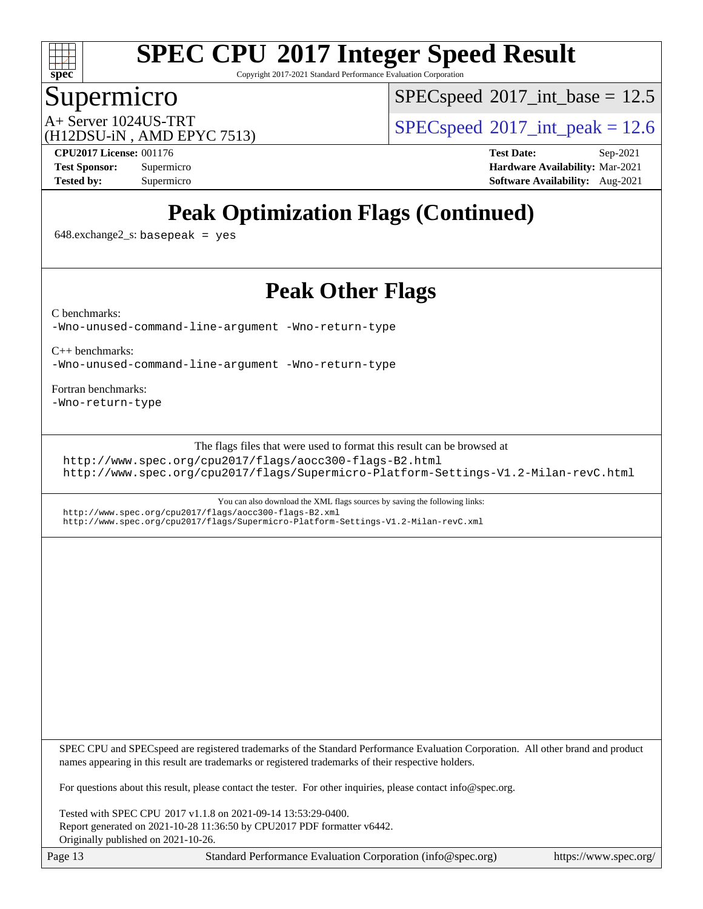# Peak Optimization Flags (Continued)

648.exchange2_s: `basepeak = yes`

# Peak Other Flags

C benchmarks:
`-Wno-unused-command-line-argument -Wno-return-type`

C++ benchmarks:
`-Wno-unused-command-line-argument -Wno-return-type`

Fortran benchmarks:
`-Wno-return-type`

The flags files that were used to format this result can be browsed at
http://www.spec.org/cpu2017/flags/aocc300-flags-B2.html
http://www.spec.org/cpu2017/flags/Supermicro-Platform-Settings-V1.2-Milan-revC.html

You can also download the XML flags sources by saving the following links:
http://www.spec.org/cpu2017/flags/aocc300-flags-B2.xml
http://www.spec.org/cpu2017/flags/Supermicro-Platform-Settings-V1.2-Milan-revC.xml

SPEC CPU and SPECspeed are registered trademarks of the Standard Performance Evaluation Corporation. All other brand and product names appearing in this result are trademarks or registered trademarks of their respective holders.

For questions about this result, please contact the tester. For other inquiries, please contact info@spec.org.

Tested with SPEC CPU 2017 v1.1.8 on 2021-09-14 13:53:29-0400.
Report generated on 2021-10-28 11:36:50 by CPU2017 PDF formatter v6442.
Originally published on 2021-10-26.